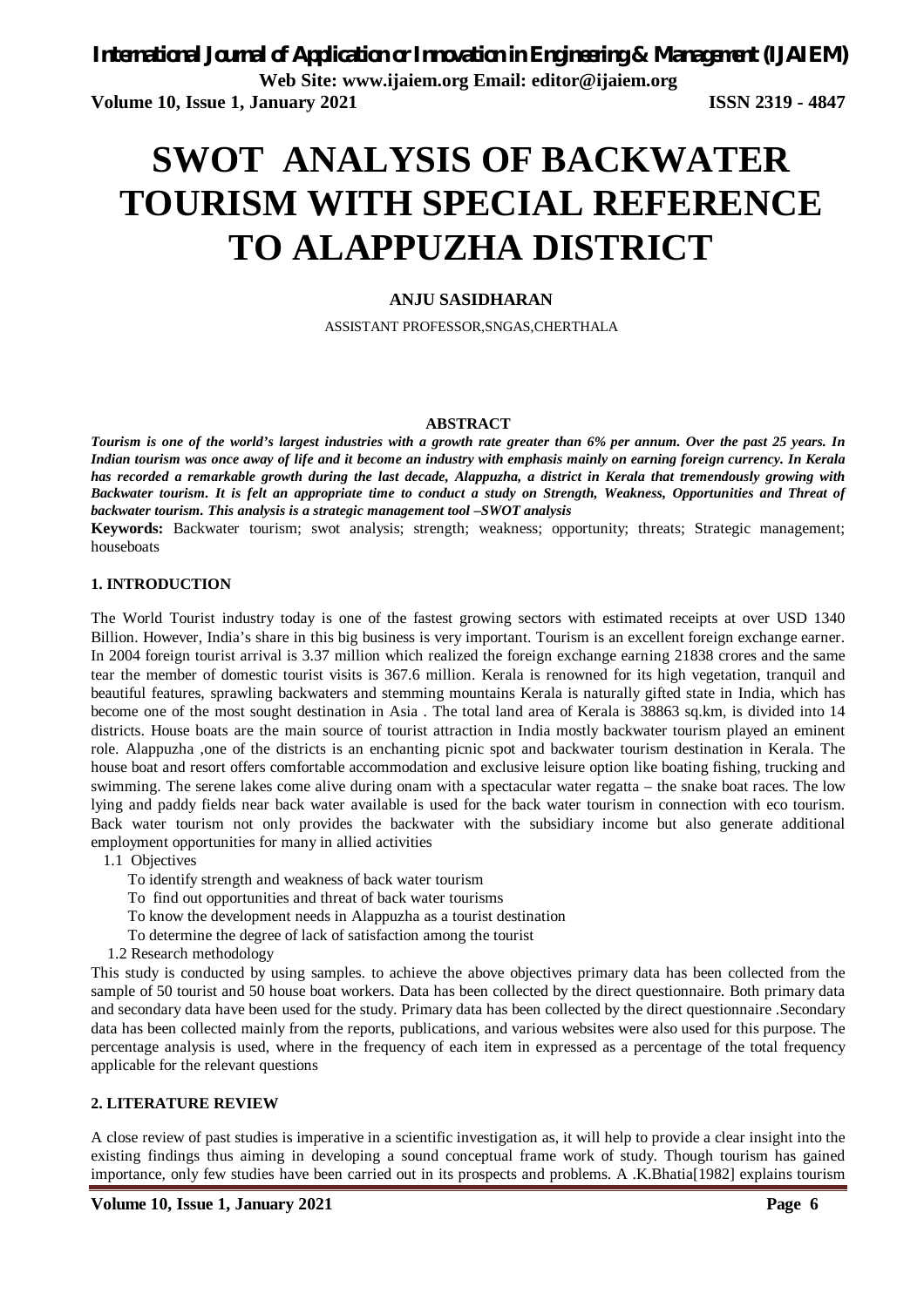# SWOT ANALYSIS OF BACKWATER TOURISM WITH SPECIAL REFERENCE TO ALAPPUZHA DISTRICT

**ANJU SASIDHARAN**

ASSISTANT PROFESSOR,SNGAS,CHERTHALA

**ABSTRACT**

***Tourism is one of the world's largest industries with a growth rate greater than 6% per annum. Over the past 25 years. In Indian tourism was once away of life and it become an industry with emphasis mainly on earning foreign currency. In Kerala has recorded a remarkable growth during the last decade, Alappuzha, a district in Kerala that tremendously growing with Backwater tourism. It is felt an appropriate time to conduct a study on Strength, Weakness, Opportunities and Threat of backwater tourism. This analysis is a strategic management tool –SWOT analysis***

**Keywords:** Backwater tourism; swot analysis; strength; weakness; opportunity; threats; Strategic management; houseboats

## 1. INTRODUCTION

The World Tourist industry today is one of the fastest growing sectors with estimated receipts at over USD 1340 Billion. However, India's share in this big business is very important. Tourism is an excellent foreign exchange earner. In 2004 foreign tourist arrival is 3.37 million which realized the foreign exchange earning 21838 crores and the same tear the member of domestic tourist visits is 367.6 million. Kerala is renowned for its high vegetation, tranquil and beautiful features, sprawling backwaters and stemming mountains Kerala is naturally gifted state in India, which has become one of the most sought destination in Asia . The total land area of Kerala is 38863 sq.km, is divided into 14 districts. House boats are the main source of tourist attraction in India mostly backwater tourism played an eminent role. Alappuzha ,one of the districts is an enchanting picnic spot and backwater tourism destination in Kerala. The house boat and resort offers comfortable accommodation and exclusive leisure option like boating fishing, trucking and swimming. The serene lakes come alive during onam with a spectacular water regatta – the snake boat races. The low lying and paddy fields near back water available is used for the back water tourism in connection with eco tourism. Back water tourism not only provides the backwater with the subsidiary income but also generate additional employment opportunities for many in allied activities

1.1 Objectives

- To identify strength and weakness of back water tourism
- To find out opportunities and threat of back water tourisms
- To know the development needs in Alappuzha as a tourist destination
- To determine the degree of lack of satisfaction among the tourist

1.2 Research methodology

This study is conducted by using samples. to achieve the above objectives primary data has been collected from the sample of 50 tourist and 50 house boat workers. Data has been collected by the direct questionnaire. Both primary data and secondary data have been used for the study. Primary data has been collected by the direct questionnaire .Secondary data has been collected mainly from the reports, publications, and various websites were also used for this purpose. The percentage analysis is used, where in the frequency of each item in expressed as a percentage of the total frequency applicable for the relevant questions

## 2. LITERATURE REVIEW

A close review of past studies is imperative in a scientific investigation as, it will help to provide a clear insight into the existing findings thus aiming in developing a sound conceptual frame work of study. Though tourism has gained importance, only few studies have been carried out in its prospects and problems. A .K.Bhatia[1982] explains tourism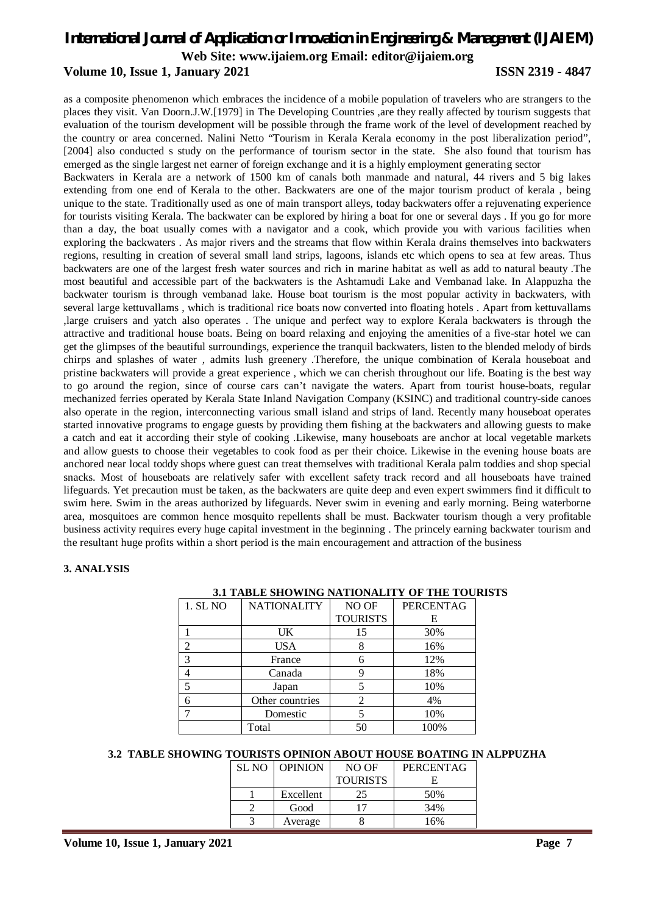as a composite phenomenon which embraces the incidence of a mobile population of travelers who are strangers to the places they visit. Van Doorn.J.W.[1979] in The Developing Countries ,are they really affected by tourism suggests that evaluation of the tourism development will be possible through the frame work of the level of development reached by the country or area concerned. Nalini Netto "Tourism in Kerala Kerala economy in the post liberalization period", [2004] also conducted s study on the performance of tourism sector in the state. She also found that tourism has emerged as the single largest net earner of foreign exchange and it is a highly employment generating sector

Backwaters in Kerala are a network of 1500 km of canals both manmade and natural, 44 rivers and 5 big lakes extending from one end of Kerala to the other. Backwaters are one of the major tourism product of kerala , being unique to the state. Traditionally used as one of main transport alleys, today backwaters offer a rejuvenating experience for tourists visiting Kerala. The backwater can be explored by hiring a boat for one or several days . If you go for more than a day, the boat usually comes with a navigator and a cook, which provide you with various facilities when exploring the backwaters . As major rivers and the streams that flow within Kerala drains themselves into backwaters regions, resulting in creation of several small land strips, lagoons, islands etc which opens to sea at few areas. Thus backwaters are one of the largest fresh water sources and rich in marine habitat as well as add to natural beauty .The most beautiful and accessible part of the backwaters is the Ashtamudi Lake and Vembanad lake. In Alappuzha the backwater tourism is through vembanad lake. House boat tourism is the most popular activity in backwaters, with several large kettuvallams , which is traditional rice boats now converted into floating hotels . Apart from kettuvallams ,large cruisers and yatch also operates . The unique and perfect way to explore Kerala backwaters is through the attractive and traditional house boats. Being on board relaxing and enjoying the amenities of a five-star hotel we can get the glimpses of the beautiful surroundings, experience the tranquil backwaters, listen to the blended melody of birds chirps and splashes of water , admits lush greenery .Therefore, the unique combination of Kerala houseboat and pristine backwaters will provide a great experience , which we can cherish throughout our life. Boating is the best way to go around the region, since of course cars can't navigate the waters. Apart from tourist house-boats, regular mechanized ferries operated by Kerala State Inland Navigation Company (KSINC) and traditional country-side canoes also operate in the region, interconnecting various small island and strips of land. Recently many houseboat operates started innovative programs to engage guests by providing them fishing at the backwaters and allowing guests to make a catch and eat it according their style of cooking .Likewise, many houseboats are anchor at local vegetable markets and allow guests to choose their vegetables to cook food as per their choice. Likewise in the evening house boats are anchored near local toddy shops where guest can treat themselves with traditional Kerala palm toddies and shop special snacks. Most of houseboats are relatively safer with excellent safety track record and all houseboats have trained lifeguards. Yet precaution must be taken, as the backwaters are quite deep and even expert swimmers find it difficult to swim here. Swim in the areas authorized by lifeguards. Never swim in evening and early morning. Being waterborne area, mosquitoes are common hence mosquito repellents shall be must. Backwater tourism though a very profitable business activity requires every huge capital investment in the beginning . The princely earning backwater tourism and the resultant huge profits within a short period is the main encouragement and attraction of the business

## 3. ANALYSIS

**3.1 TABLE SHOWING NATIONALITY OF THE TOURISTS**

| 1. SL NO | NATIONALITY | NO OF TOURISTS | PERCENTAGE |
|---|---|---|---|
| 1 | UK | 15 | 30% |
| 2 | USA | 8 | 16% |
| 3 | France | 6 | 12% |
| 4 | Canada | 9 | 18% |
| 5 | Japan | 5 | 10% |
| 6 | Other countries | 2 | 4% |
| 7 | Domestic | 5 | 10% |
| | Total | 50 | 100% |

**3.2 TABLE SHOWING TOURISTS OPINION ABOUT HOUSE BOATING IN ALPPUZHA**

| SL NO | OPINION | NO OF TOURISTS | PERCENTAGE |
|---|---|---|---|
| 1 | Excellent | 25 | 50% |
| 2 | Good | 17 | 34% |
| 3 | Average | 8 | 16% |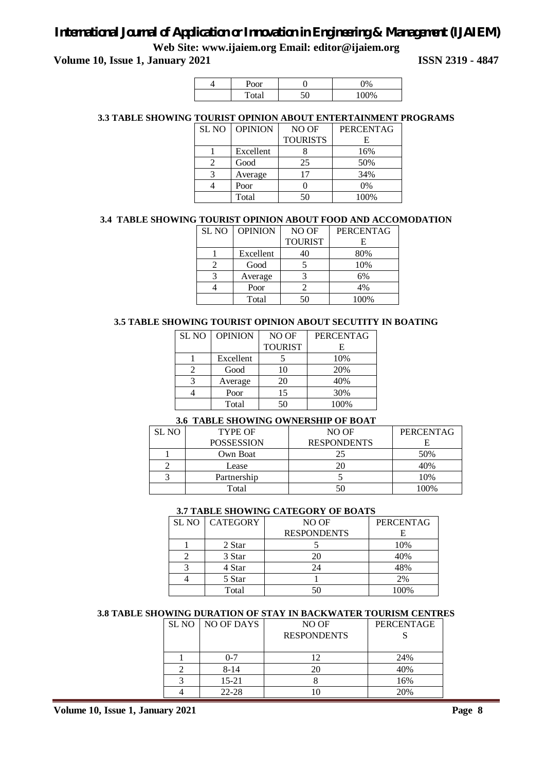| 4 | Poor | 0 | 0% |
|---|---|---|---|
| | Total | 50 | 100% |

### 3.3 TABLE SHOWING TOURIST OPINION ABOUT ENTERTAINMENT PROGRAMS

| SL NO | OPINION | NO OF TOURISTS | PERCENTAGE |
|---|---|---|---|
| 1 | Excellent | 8 | 16% |
| 2 | Good | 25 | 50% |
| 3 | Average | 17 | 34% |
| 4 | Poor | 0 | 0% |
| | Total | 50 | 100% |

### 3.4 TABLE SHOWING TOURIST OPINION ABOUT FOOD AND ACCOMODATION

| SL NO | OPINION | NO OF TOURIST | PERCENTAGE |
|---|---|---|---|
| 1 | Excellent | 40 | 80% |
| 2 | Good | 5 | 10% |
| 3 | Average | 3 | 6% |
| 4 | Poor | 2 | 4% |
| | Total | 50 | 100% |

### 3.5 TABLE SHOWING TOURIST OPINION ABOUT SECUTITY IN BOATING

| SL NO | OPINION | NO OF TOURIST | PERCENTAGE |
|---|---|---|---|
| 1 | Excellent | 5 | 10% |
| 2 | Good | 10 | 20% |
| 3 | Average | 20 | 40% |
| 4 | Poor | 15 | 30% |
| | Total | 50 | 100% |

### 3.6 TABLE SHOWING OWNERSHIP OF BOAT

| SL NO | TYPE OF POSSESSION | NO OF RESPONDENTS | PERCENTAGE |
|---|---|---|---|
| 1 | Own Boat | 25 | 50% |
| 2 | Lease | 20 | 40% |
| 3 | Partnership | 5 | 10% |
| | Total | 50 | 100% |

### 3.7 TABLE SHOWING CATEGORY OF BOATS

| SL NO | CATEGORY | NO OF RESPONDENTS | PERCENTAGE |
|---|---|---|---|
| 1 | 2 Star | 5 | 10% |
| 2 | 3 Star | 20 | 40% |
| 3 | 4 Star | 24 | 48% |
| 4 | 5 Star | 1 | 2% |
| | Total | 50 | 100% |

### 3.8 TABLE SHOWING DURATION OF STAY IN BACKWATER TOURISM CENTRES

| SL NO | NO OF DAYS | NO OF RESPONDENTS | PERCENTAGES |
|---|---|---|---|
| 1 | 0-7 | 12 | 24% |
| 2 | 8-14 | 20 | 40% |
| 3 | 15-21 | 8 | 16% |
| 4 | 22-28 | 10 | 20% |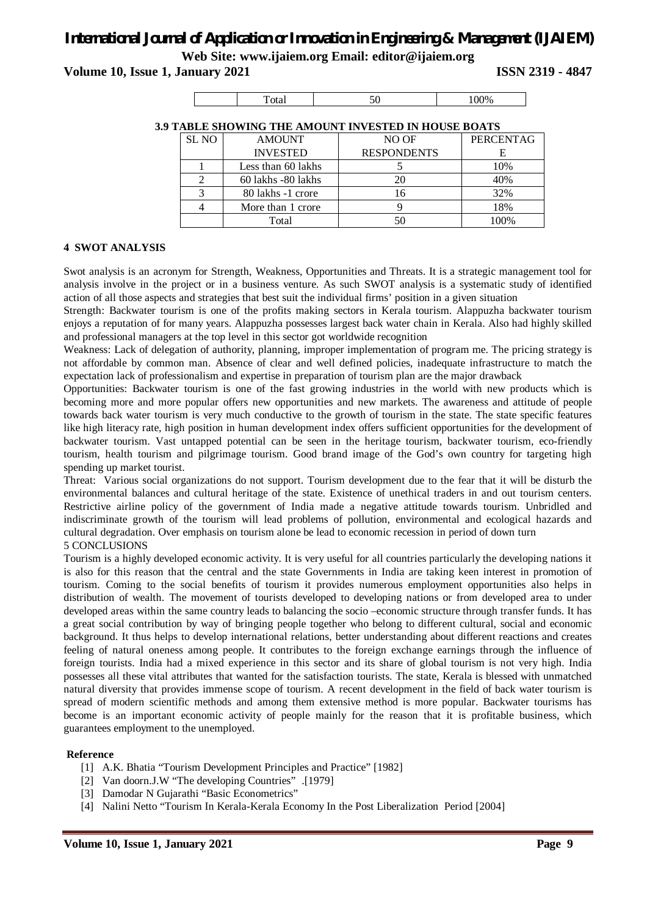| | Total | 50 | 100% |
|---|---|---|---|

**3.9 TABLE SHOWING THE AMOUNT INVESTED IN HOUSE BOATS**

| SL NO | AMOUNT INVESTED | NO OF RESPONDENTS | PERCENTAGE |
|---|---|---|---|
| 1 | Less than 60 lakhs | 5 | 10% |
| 2 | 60 lakhs -80 lakhs | 20 | 40% |
| 3 | 80 lakhs -1 crore | 16 | 32% |
| 4 | More than 1 crore | 9 | 18% |
| | Total | 50 | 100% |

## 4 SWOT ANALYSIS

Swot analysis is an acronym for Strength, Weakness, Opportunities and Threats. It is a strategic management tool for analysis involve in the project or in a business venture. As such SWOT analysis is a systematic study of identified action of all those aspects and strategies that best suit the individual firms' position in a given situation

Strength: Backwater tourism is one of the profits making sectors in Kerala tourism. Alappuzha backwater tourism enjoys a reputation of for many years. Alappuzha possesses largest back water chain in Kerala. Also had highly skilled and professional managers at the top level in this sector got worldwide recognition

Weakness: Lack of delegation of authority, planning, improper implementation of program me. The pricing strategy is not affordable by common man. Absence of clear and well defined policies, inadequate infrastructure to match the expectation lack of professionalism and expertise in preparation of tourism plan are the major drawback

Opportunities: Backwater tourism is one of the fast growing industries in the world with new products which is becoming more and more popular offers new opportunities and new markets. The awareness and attitude of people towards back water tourism is very much conductive to the growth of tourism in the state. The state specific features like high literacy rate, high position in human development index offers sufficient opportunities for the development of backwater tourism. Vast untapped potential can be seen in the heritage tourism, backwater tourism, eco-friendly tourism, health tourism and pilgrimage tourism. Good brand image of the God's own country for targeting high spending up market tourist.

Threat: Various social organizations do not support. Tourism development due to the fear that it will be disturb the environmental balances and cultural heritage of the state. Existence of unethical traders in and out tourism centers. Restrictive airline policy of the government of India made a negative attitude towards tourism. Unbridled and indiscriminate growth of the tourism will lead problems of pollution, environmental and ecological hazards and cultural degradation. Over emphasis on tourism alone be lead to economic recession in period of down turn

## 5 CONCLUSIONS

Tourism is a highly developed economic activity. It is very useful for all countries particularly the developing nations it is also for this reason that the central and the state Governments in India are taking keen interest in promotion of tourism. Coming to the social benefits of tourism it provides numerous employment opportunities also helps in distribution of wealth. The movement of tourists developed to developing nations or from developed area to under developed areas within the same country leads to balancing the socio –economic structure through transfer funds. It has a great social contribution by way of bringing people together who belong to different cultural, social and economic background. It thus helps to develop international relations, better understanding about different reactions and creates feeling of natural oneness among people. It contributes to the foreign exchange earnings through the influence of foreign tourists. India had a mixed experience in this sector and its share of global tourism is not very high. India possesses all these vital attributes that wanted for the satisfaction tourists. The state, Kerala is blessed with unmatched natural diversity that provides immense scope of tourism. A recent development in the field of back water tourism is spread of modern scientific methods and among them extensive method is more popular. Backwater tourisms has become is an important economic activity of people mainly for the reason that it is profitable business, which guarantees employment to the unemployed.

**Reference**

[1] A.K. Bhatia "Tourism Development Principles and Practice" [1982]

[2] Van doorn.J.W "The developing Countries" .[1979]

[3] Damodar N Gujarathi "Basic Econometrics"

[4] Nalini Netto "Tourism In Kerala-Kerala Economy In the Post Liberalization Period [2004]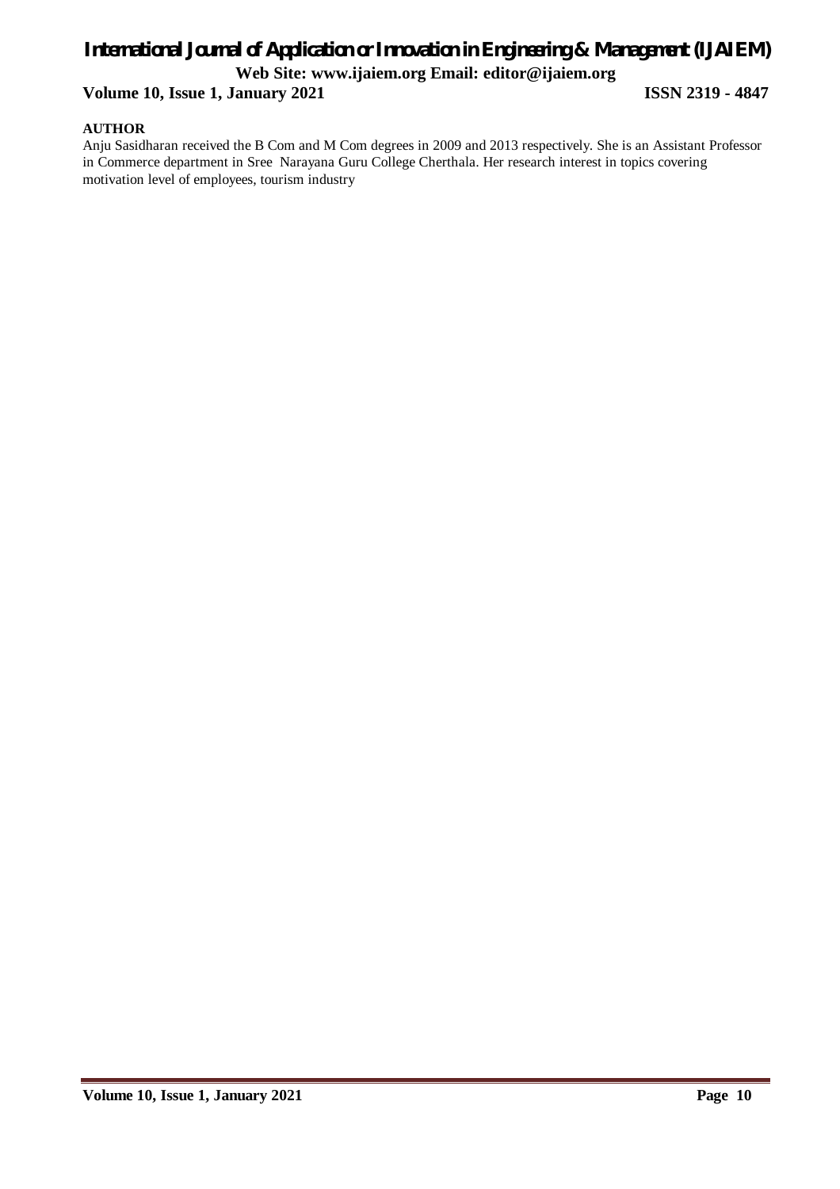**AUTHOR**

Anju Sasidharan received the B Com and M Com degrees in 2009 and 2013 respectively. She is an Assistant Professor in Commerce department in Sree Narayana Guru College Cherthala. Her research interest in topics covering motivation level of employees, tourism industry